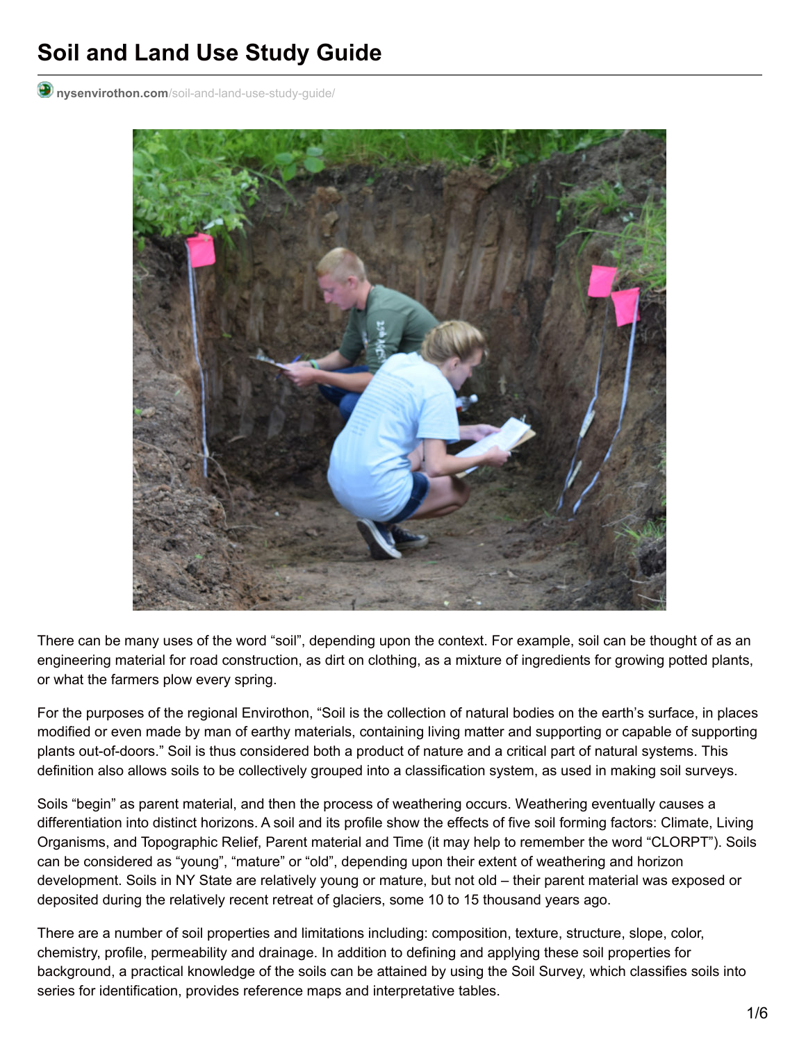# Soil and Land Use Study Guide

nysenvirothon.com/soil-and-land-use-study-guide/

There can be many uses of the word "soil", depending upon the context. For example, soil can be thought of as an engineering material for road construction, as dirt on clothing, as a mixture of ingredients for growing potted plants, or what the farmers plow every spring.

For the purposes of the regional Envirothon, "Soil is the collection of natural bodies on the earth's surface, in places modified or even made by man of earthy materials, containing living matter and supporting or capable of supporting plants out-of-doors." Soil is thus considered both a product of nature and a critical part of natural systems. This definition also allows soils to be collectively grouped into a classification system, as used in making soil surveys.

Soils "begin" as parent material, and then the process of weathering occurs. Weathering eventually causes a differentiation into distinct horizons. A soil and its profile show the effects of five soil forming factors: Climate, Living Organisms, and Topographic Relief, Parent material and Time (it may help to remember the word "CLORPT"). Soils can be considered as "young", "mature" or "old", depending upon their extent of weathering and horizon development. Soils in NY State are relatively young or mature, but not old – their parent material was exposed or deposited during the relatively recent retreat of glaciers, some 10 to 15 thousand years ago.

There are a number of soil properties and limitations including: composition, texture, structure, slope, color, chemistry, profile, permeability and drainage. In addition to defining and applying these soil properties for background, a practical knowledge of the soils can be attained by using the Soil Survey, which classifies soils into series for identification, provides reference maps and interpretative tables.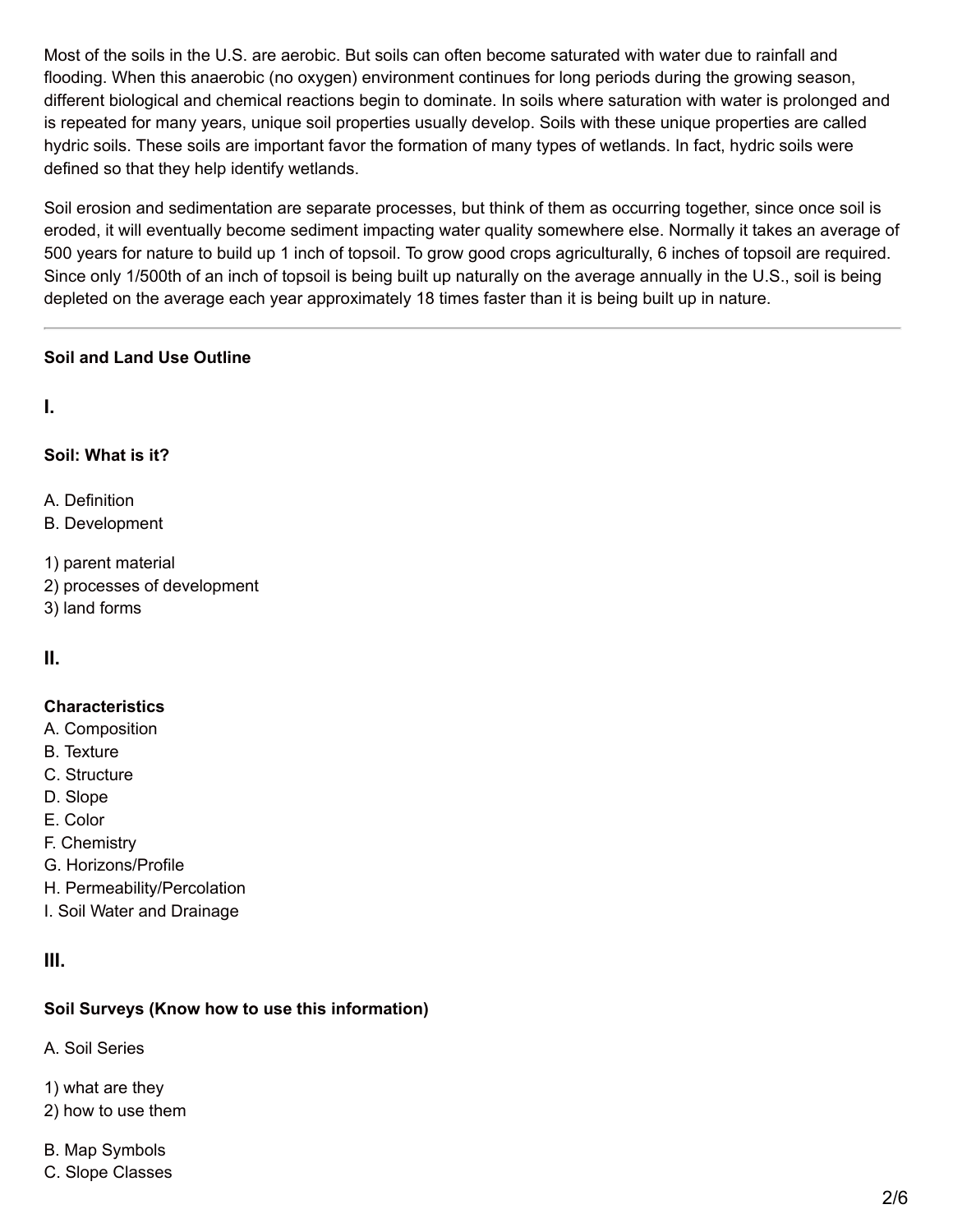Most of the soils in the U.S. are aerobic. But soils can often become saturated with water due to rainfall and flooding. When this anaerobic (no oxygen) environment continues for long periods during the growing season, different biological and chemical reactions begin to dominate. In soils where saturation with water is prolonged and is repeated for many years, unique soil properties usually develop. Soils with these unique properties are called hydric soils. These soils are important favor the formation of many types of wetlands. In fact, hydric soils were defined so that they help identify wetlands.

Soil erosion and sedimentation are separate processes, but think of them as occurring together, since once soil is eroded, it will eventually become sediment impacting water quality somewhere else. Normally it takes an average of 500 years for nature to build up 1 inch of topsoil. To grow good crops agriculturally, 6 inches of topsoil are required. Since only 1/500th of an inch of topsoil is being built up naturally on the average annually in the U.S., soil is being depleted on the average each year approximately 18 times faster than it is being built up in nature.

---

**Soil and Land Use Outline**

## I.

**Soil: What is it?**

A. Definition
B. Development

1) parent material
2) processes of development
3) land forms

## II.

**Characteristics**
A. Composition
B. Texture
C. Structure
D. Slope
E. Color
F. Chemistry
G. Horizons/Profile
H. Permeability/Percolation
I. Soil Water and Drainage

## III.

**Soil Surveys (Know how to use this information)**

A. Soil Series

1) what are they
2) how to use them

B. Map Symbols
C. Slope Classes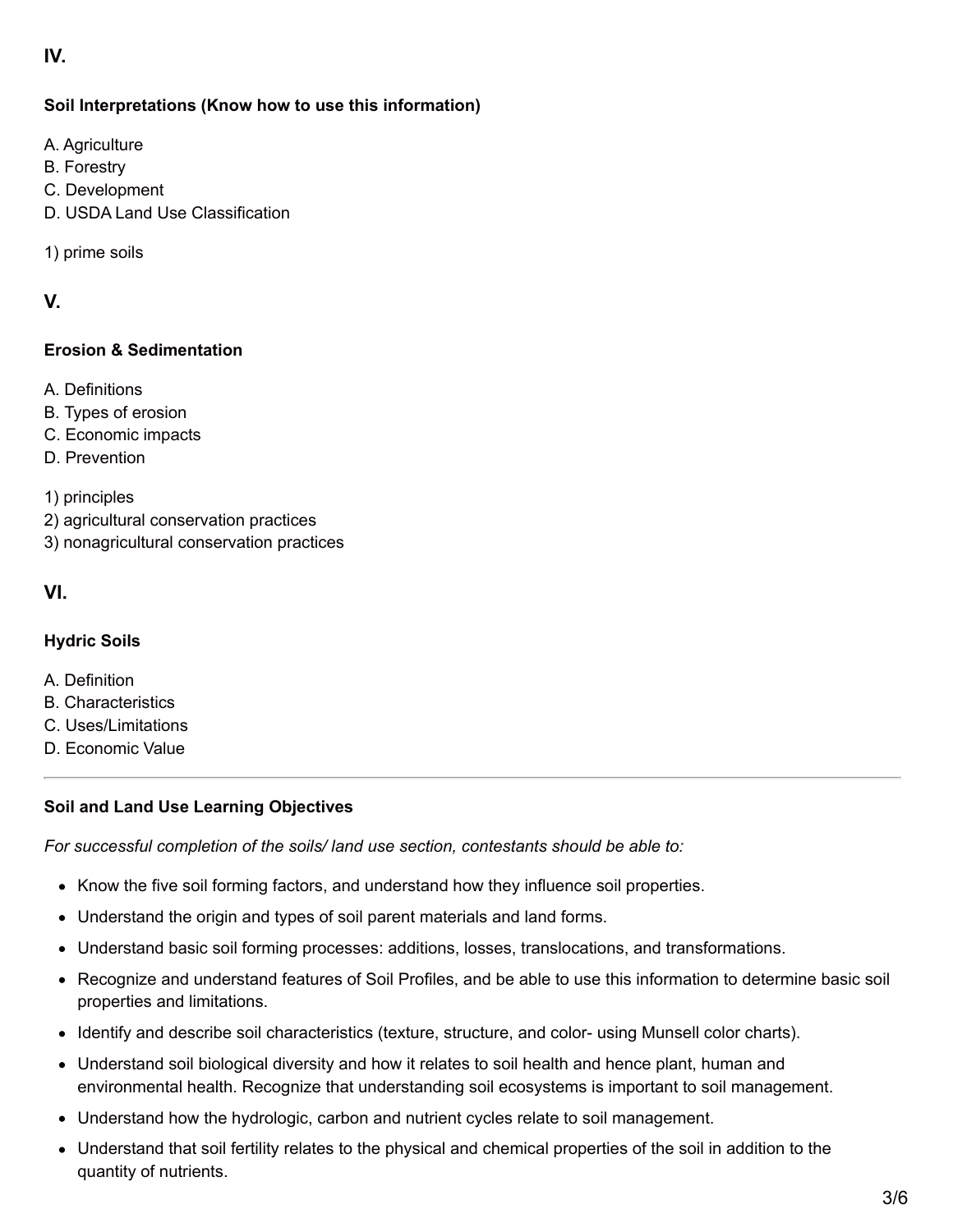## IV.

### Soil Interpretations (Know how to use this information)

A. Agriculture
B. Forestry
C. Development
D. USDA Land Use Classification

1) prime soils

## V.

### Erosion & Sedimentation

A. Definitions
B. Types of erosion
C. Economic impacts
D. Prevention

1) principles
2) agricultural conservation practices
3) nonagricultural conservation practices

## VI.

### Hydric Soils

A. Definition
B. Characteristics
C. Uses/Limitations
D. Economic Value

---

### Soil and Land Use Learning Objectives

*For successful completion of the soils/ land use section, contestants should be able to:*

- Know the five soil forming factors, and understand how they influence soil properties.
- Understand the origin and types of soil parent materials and land forms.
- Understand basic soil forming processes: additions, losses, translocations, and transformations.
- Recognize and understand features of Soil Profiles, and be able to use this information to determine basic soil properties and limitations.
- Identify and describe soil characteristics (texture, structure, and color- using Munsell color charts).
- Understand soil biological diversity and how it relates to soil health and hence plant, human and environmental health. Recognize that understanding soil ecosystems is important to soil management.
- Understand how the hydrologic, carbon and nutrient cycles relate to soil management.
- Understand that soil fertility relates to the physical and chemical properties of the soil in addition to the quantity of nutrients.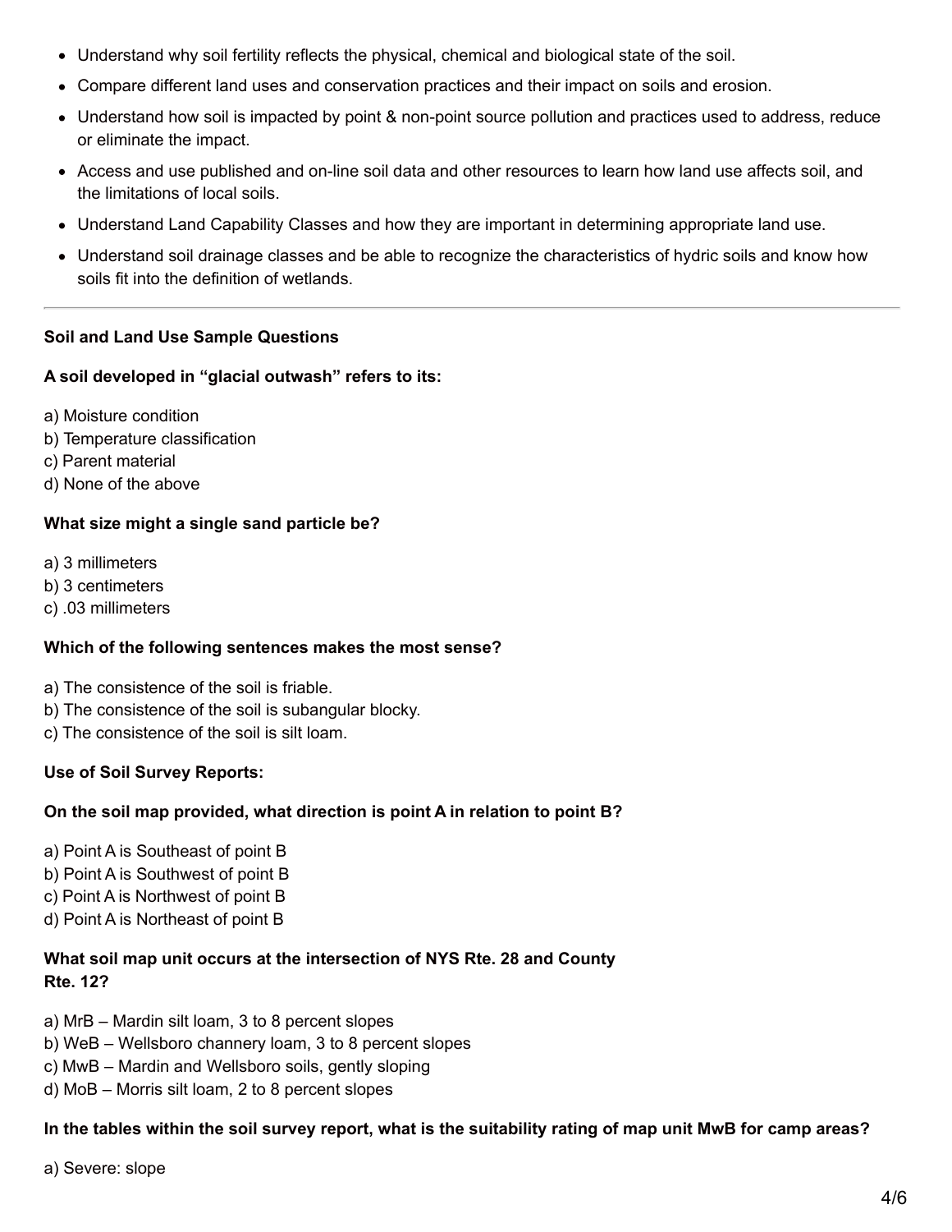- Understand why soil fertility reflects the physical, chemical and biological state of the soil.
- Compare different land uses and conservation practices and their impact on soils and erosion.
- Understand how soil is impacted by point & non-point source pollution and practices used to address, reduce or eliminate the impact.
- Access and use published and on-line soil data and other resources to learn how land use affects soil, and the limitations of local soils.
- Understand Land Capability Classes and how they are important in determining appropriate land use.
- Understand soil drainage classes and be able to recognize the characteristics of hydric soils and know how soils fit into the definition of wetlands.

---

**Soil and Land Use Sample Questions**

**A soil developed in "glacial outwash" refers to its:**

a) Moisture condition
b) Temperature classification
c) Parent material
d) None of the above

**What size might a single sand particle be?**

a) 3 millimeters
b) 3 centimeters
c) .03 millimeters

**Which of the following sentences makes the most sense?**

a) The consistence of the soil is friable.
b) The consistence of the soil is subangular blocky.
c) The consistence of the soil is silt loam.

**Use of Soil Survey Reports:**

**On the soil map provided, what direction is point A in relation to point B?**

a) Point A is Southeast of point B
b) Point A is Southwest of point B
c) Point A is Northwest of point B
d) Point A is Northeast of point B

**What soil map unit occurs at the intersection of NYS Rte. 28 and County Rte. 12?**

a) MrB – Mardin silt loam, 3 to 8 percent slopes
b) WeB – Wellsboro channery loam, 3 to 8 percent slopes
c) MwB – Mardin and Wellsboro soils, gently sloping
d) MoB – Morris silt loam, 2 to 8 percent slopes

**In the tables within the soil survey report, what is the suitability rating of map unit MwB for camp areas?**

a) Severe: slope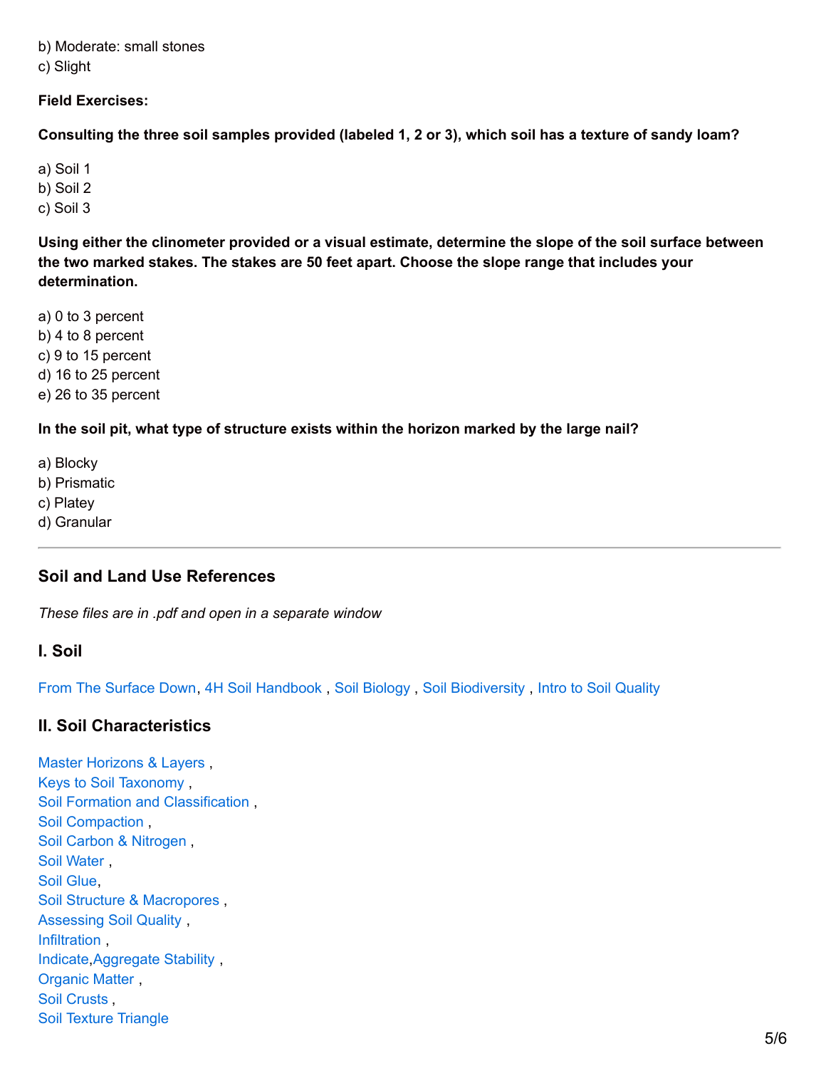b) Moderate: small stones
c) Slight

**Field Exercises:**

**Consulting the three soil samples provided (labeled 1, 2 or 3), which soil has a texture of sandy loam?**

a) Soil 1
b) Soil 2
c) Soil 3

**Using either the clinometer provided or a visual estimate, determine the slope of the soil surface between the two marked stakes. The stakes are 50 feet apart. Choose the slope range that includes your determination.**

a) 0 to 3 percent
b) 4 to 8 percent
c) 9 to 15 percent
d) 16 to 25 percent
e) 26 to 35 percent

**In the soil pit, what type of structure exists within the horizon marked by the large nail?**

a) Blocky
b) Prismatic
c) Platey
d) Granular

---

## Soil and Land Use References

*These files are in .pdf and open in a separate window*

### I. Soil

From The Surface Down, 4H Soil Handbook , Soil Biology , Soil Biodiversity , Intro to Soil Quality

### II. Soil Characteristics

Master Horizons & Layers ,
Keys to Soil Taxonomy ,
Soil Formation and Classification ,
Soil Compaction ,
Soil Carbon & Nitrogen ,
Soil Water ,
Soil Glue,
Soil Structure & Macropores ,
Assessing Soil Quality ,
Infiltration ,
Indicate,Aggregate Stability ,
Organic Matter ,
Soil Crusts ,
Soil Texture Triangle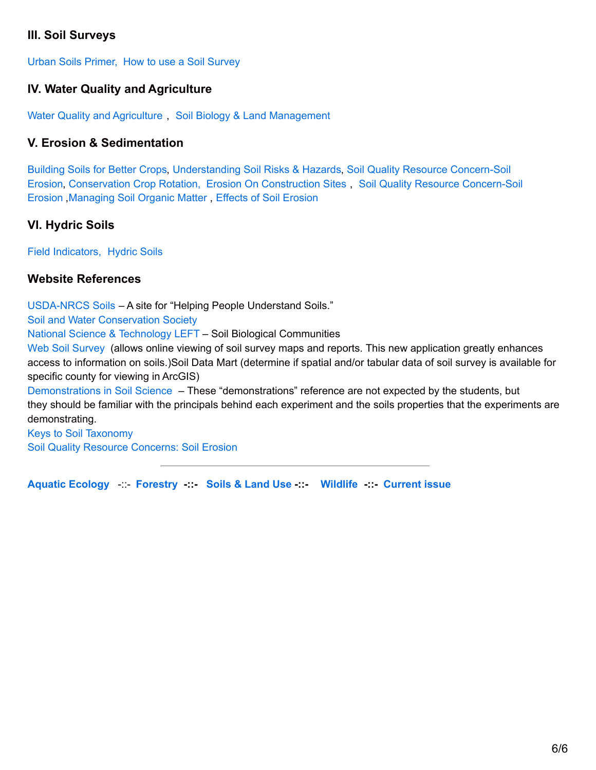### III. Soil Surveys

Urban Soils Primer, How to use a Soil Survey

### IV. Water Quality and Agriculture

Water Quality and Agriculture , Soil Biology & Land Management

### V. Erosion & Sedimentation

Building Soils for Better Crops, Understanding Soil Risks & Hazards, Soil Quality Resource Concern-Soil Erosion, Conservation Crop Rotation, Erosion On Construction Sites , Soil Quality Resource Concern-Soil Erosion ,Managing Soil Organic Matter , Effects of Soil Erosion

### VI. Hydric Soils

Field Indicators, Hydric Soils

### Website References

USDA-NRCS Soils – A site for "Helping People Understand Soils."
Soil and Water Conservation Society
National Science & Technology LEFT – Soil Biological Communities
Web Soil Survey (allows online viewing of soil survey maps and reports. This new application greatly enhances access to information on soils.)Soil Data Mart (determine if spatial and/or tabular data of soil survey is available for specific county for viewing in ArcGIS)
Demonstrations in Soil Science – These "demonstrations" reference are not expected by the students, but they should be familiar with the principals behind each experiment and the soils properties that the experiments are demonstrating.
Keys to Soil Taxonomy
Soil Quality Resource Concerns: Soil Erosion

---

**Aquatic Ecology** -::- **Forestry** -::- **Soils & Land Use** -::- **Wildlife** -::- **Current issue**